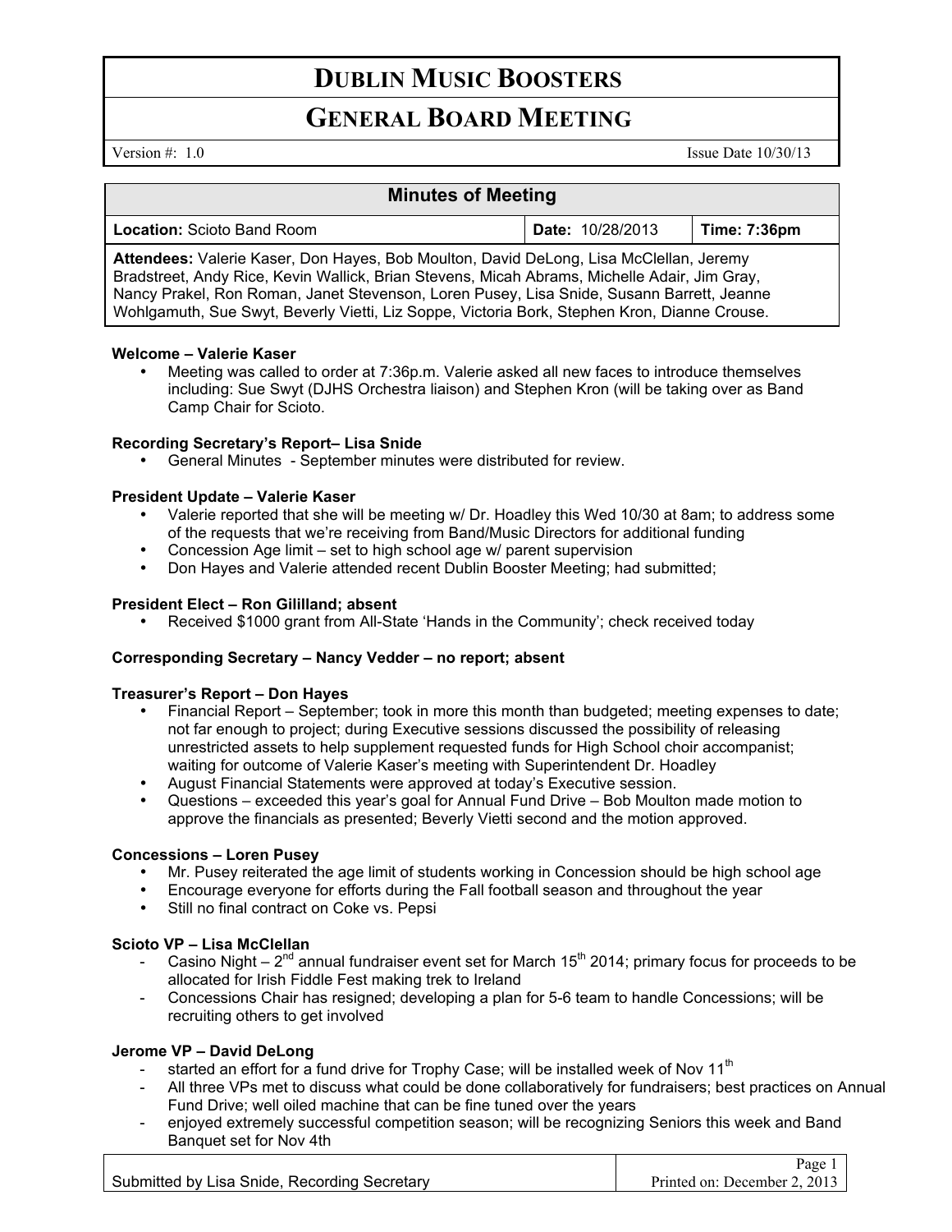# DUBLIN MUSIC BOOSTERS

## GENERAL BOARD MEETING

Version #: 1.0 Issue Date 10/30/13

| Minutes of Meeting | | |
|---|---|---|
| **Location:** Scioto Band Room | **Date:** 10/28/2013 | **Time: 7:36pm** |
| **Attendees:** Valerie Kaser, Don Hayes, Bob Moulton, David DeLong, Lisa McClellan, Jeremy Bradstreet, Andy Rice, Kevin Wallick, Brian Stevens, Micah Abrams, Michelle Adair, Jim Gray, Nancy Prakel, Ron Roman, Janet Stevenson, Loren Pusey, Lisa Snide, Susann Barrett, Jeanne Wohlgamuth, Sue Swyt, Beverly Vietti, Liz Soppe, Victoria Bork, Stephen Kron, Dianne Crouse. | | |

**Welcome – Valerie Kaser**

- Meeting was called to order at 7:36p.m. Valerie asked all new faces to introduce themselves including: Sue Swyt (DJHS Orchestra liaison) and Stephen Kron (will be taking over as Band Camp Chair for Scioto.

**Recording Secretary's Report– Lisa Snide**

- General Minutes - September minutes were distributed for review.

**President Update – Valerie Kaser**

- Valerie reported that she will be meeting w/ Dr. Hoadley this Wed 10/30 at 8am; to address some of the requests that we're receiving from Band/Music Directors for additional funding
- Concession Age limit – set to high school age w/ parent supervision
- Don Hayes and Valerie attended recent Dublin Booster Meeting; had submitted;

**President Elect – Ron Gililland; absent**

- Received $1000 grant from All-State 'Hands in the Community'; check received today

**Corresponding Secretary – Nancy Vedder – no report; absent**

**Treasurer's Report – Don Hayes**

- Financial Report – September; took in more this month than budgeted; meeting expenses to date; not far enough to project; during Executive sessions discussed the possibility of releasing unrestricted assets to help supplement requested funds for High School choir accompanist; waiting for outcome of Valerie Kaser's meeting with Superintendent Dr. Hoadley
- August Financial Statements were approved at today's Executive session.
- Questions – exceeded this year's goal for Annual Fund Drive – Bob Moulton made motion to approve the financials as presented; Beverly Vietti second and the motion approved.

**Concessions – Loren Pusey**

- Mr. Pusey reiterated the age limit of students working in Concession should be high school age
- Encourage everyone for efforts during the Fall football season and throughout the year
- Still no final contract on Coke vs. Pepsi

**Scioto VP – Lisa McClellan**

- Casino Night – 2nd annual fundraiser event set for March 15th 2014; primary focus for proceeds to be allocated for Irish Fiddle Fest making trek to Ireland
- Concessions Chair has resigned; developing a plan for 5-6 team to handle Concessions; will be recruiting others to get involved

**Jerome VP – David DeLong**

- started an effort for a fund drive for Trophy Case; will be installed week of Nov 11th
- All three VPs met to discuss what could be done collaboratively for fundraisers; best practices on Annual Fund Drive; well oiled machine that can be fine tuned over the years
- enjoyed extremely successful competition season; will be recognizing Seniors this week and Band Banquet set for Nov 4th

Submitted by Lisa Snide, Recording Secretary | Printed on: December 2, 2013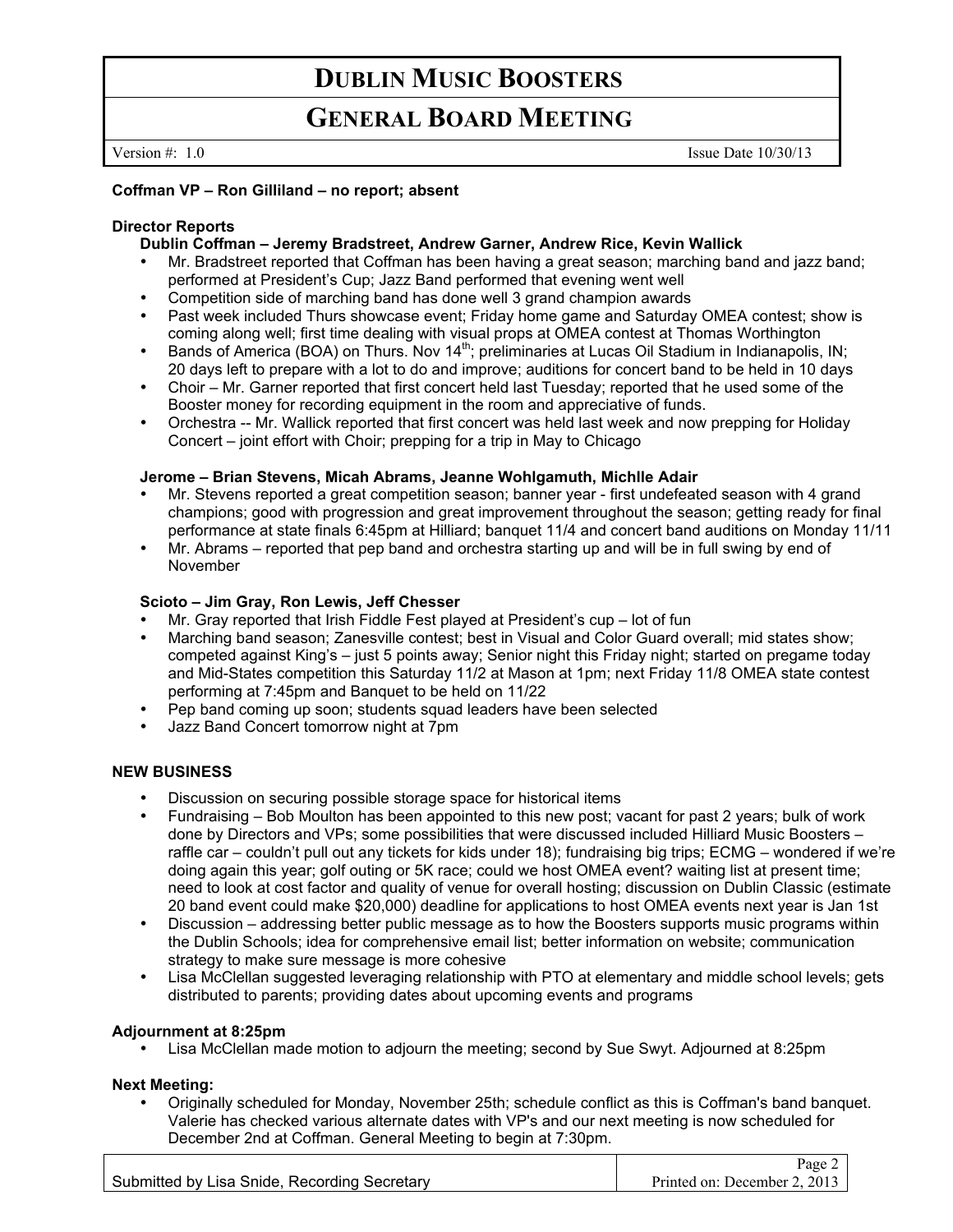# Dublin Music Boosters

## General Board Meeting

Version #: 1.0 Issue Date 10/30/13

**Coffman VP – Ron Gilliland – no report; absent**

**Director Reports**

**Dublin Coffman – Jeremy Bradstreet, Andrew Garner, Andrew Rice, Kevin Wallick**

- Mr. Bradstreet reported that Coffman has been having a great season; marching band and jazz band; performed at President's Cup; Jazz Band performed that evening went well
- Competition side of marching band has done well 3 grand champion awards
- Past week included Thurs showcase event; Friday home game and Saturday OMEA contest; show is coming along well; first time dealing with visual props at OMEA contest at Thomas Worthington
- Bands of America (BOA) on Thurs. Nov 14th; preliminaries at Lucas Oil Stadium in Indianapolis, IN; 20 days left to prepare with a lot to do and improve; auditions for concert band to be held in 10 days
- Choir – Mr. Garner reported that first concert held last Tuesday; reported that he used some of the Booster money for recording equipment in the room and appreciative of funds.
- Orchestra -- Mr. Wallick reported that first concert was held last week and now prepping for Holiday Concert – joint effort with Choir; prepping for a trip in May to Chicago

**Jerome – Brian Stevens, Micah Abrams, Jeanne Wohlgamuth, Michlle Adair**

- Mr. Stevens reported a great competition season; banner year - first undefeated season with 4 grand champions; good with progression and great improvement throughout the season; getting ready for final performance at state finals 6:45pm at Hilliard; banquet 11/4 and concert band auditions on Monday 11/11
- Mr. Abrams – reported that pep band and orchestra starting up and will be in full swing by end of November

**Scioto – Jim Gray, Ron Lewis, Jeff Chesser**

- Mr. Gray reported that Irish Fiddle Fest played at President's cup – lot of fun
- Marching band season; Zanesville contest; best in Visual and Color Guard overall; mid states show; competed against King's – just 5 points away; Senior night this Friday night; started on pregame today and Mid-States competition this Saturday 11/2 at Mason at 1pm; next Friday 11/8 OMEA state contest performing at 7:45pm and Banquet to be held on 11/22
- Pep band coming up soon; students squad leaders have been selected
- Jazz Band Concert tomorrow night at 7pm

**NEW BUSINESS**

- Discussion on securing possible storage space for historical items
- Fundraising – Bob Moulton has been appointed to this new post; vacant for past 2 years; bulk of work done by Directors and VPs; some possibilities that were discussed included Hilliard Music Boosters – raffle car – couldn't pull out any tickets for kids under 18); fundraising big trips; ECMG – wondered if we're doing again this year; golf outing or 5K race; could we host OMEA event? waiting list at present time; need to look at cost factor and quality of venue for overall hosting; discussion on Dublin Classic (estimate 20 band event could make $20,000) deadline for applications to host OMEA events next year is Jan 1st
- Discussion – addressing better public message as to how the Boosters supports music programs within the Dublin Schools; idea for comprehensive email list; better information on website; communication strategy to make sure message is more cohesive
- Lisa McClellan suggested leveraging relationship with PTO at elementary and middle school levels; gets distributed to parents; providing dates about upcoming events and programs

**Adjournment at 8:25pm**

- Lisa McClellan made motion to adjourn the meeting; second by Sue Swyt. Adjourned at 8:25pm

**Next Meeting:**

- Originally scheduled for Monday, November 25th; schedule conflict as this is Coffman's band banquet. Valerie has checked various alternate dates with VP's and our next meeting is now scheduled for December 2nd at Coffman. General Meeting to begin at 7:30pm.

Submitted by Lisa Snide, Recording Secretary

Printed on: December 2, 2013